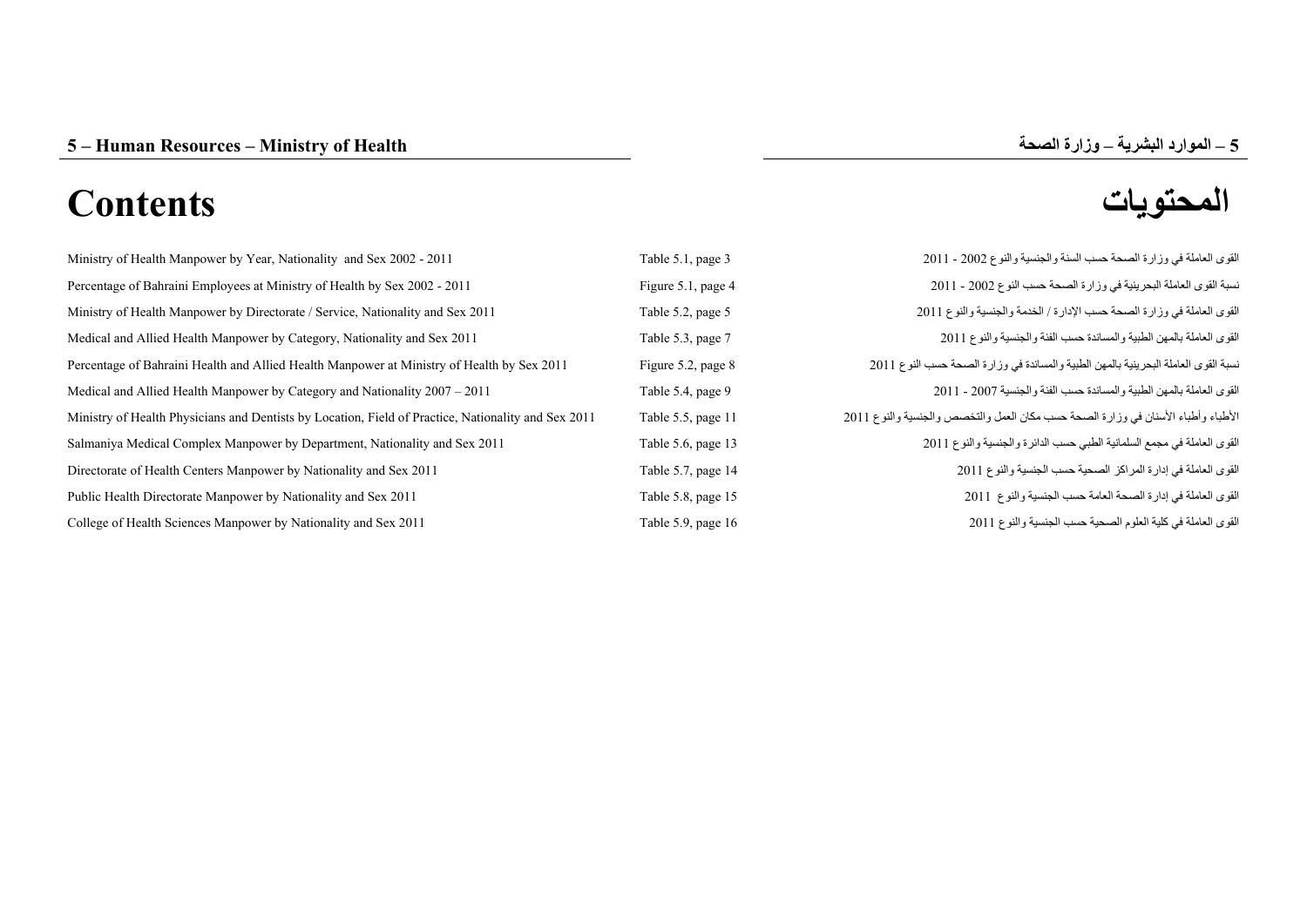# 5 – Human Resources – Ministry of Health

# 5 – الموارد البشرية – وزارة الصحة

# Contents

# المحتويات

| | | |
|---|---|---|
| Ministry of Health Manpower by Year, Nationality and Sex 2002 - 2011 | Table 5.1, page 3 | القوى العاملة في وزارة الصحة حسب السنة والجنسية والنوع 2002 - 2011 |
| Percentage of Bahraini Employees at Ministry of Health by Sex 2002 - 2011 | Figure 5.1, page 4 | نسبة القوى العاملة البحرينية في وزارة الصحة حسب النوع 2002 - 2011 |
| Ministry of Health Manpower by Directorate / Service, Nationality and Sex 2011 | Table 5.2, page 5 | القوى العاملة في وزارة الصحة حسب الإدارة / الخدمة والجنسية والنوع 2011 |
| Medical and Allied Health Manpower by Category, Nationality and Sex 2011 | Table 5.3, page 7 | القوى العاملة بالمهن الطبية والمساندة حسب الفئة والجنسية والنوع 2011 |
| Percentage of Bahraini Health and Allied Health Manpower at Ministry of Health by Sex 2011 | Figure 5.2, page 8 | نسبة القوى العاملة البحرينية بالمهن الطبية والمساندة في وزارة الصحة حسب النوع 2011 |
| Medical and Allied Health Manpower by Category and Nationality 2007 – 2011 | Table 5.4, page 9 | القوى العاملة بالمهن الطبية والمساندة حسب الفئة والجنسية 2007 - 2011 |
| Ministry of Health Physicians and Dentists by Location, Field of Practice, Nationality and Sex 2011 | Table 5.5, page 11 | الأطباء وأطباء الأسنان في وزارة الصحة حسب مكان العمل والتخصص والجنسية والنوع 2011 |
| Salmaniya Medical Complex Manpower by Department, Nationality and Sex 2011 | Table 5.6, page 13 | القوى العاملة في مجمع السلمانية الطبي حسب الدائرة والجنسية والنوع 2011 |
| Directorate of Health Centers Manpower by Nationality and Sex 2011 | Table 5.7, page 14 | القوى العاملة في إدارة المراكز الصحية حسب الجنسية والنوع 2011 |
| Public Health Directorate Manpower by Nationality and Sex 2011 | Table 5.8, page 15 | القوى العاملة في إدارة الصحة العامة حسب الجنسية والنوع 2011 |
| College of Health Sciences Manpower by Nationality and Sex 2011 | Table 5.9, page 16 | القوى العاملة في كلية العلوم الصحية حسب الجنسية والنوع 2011 |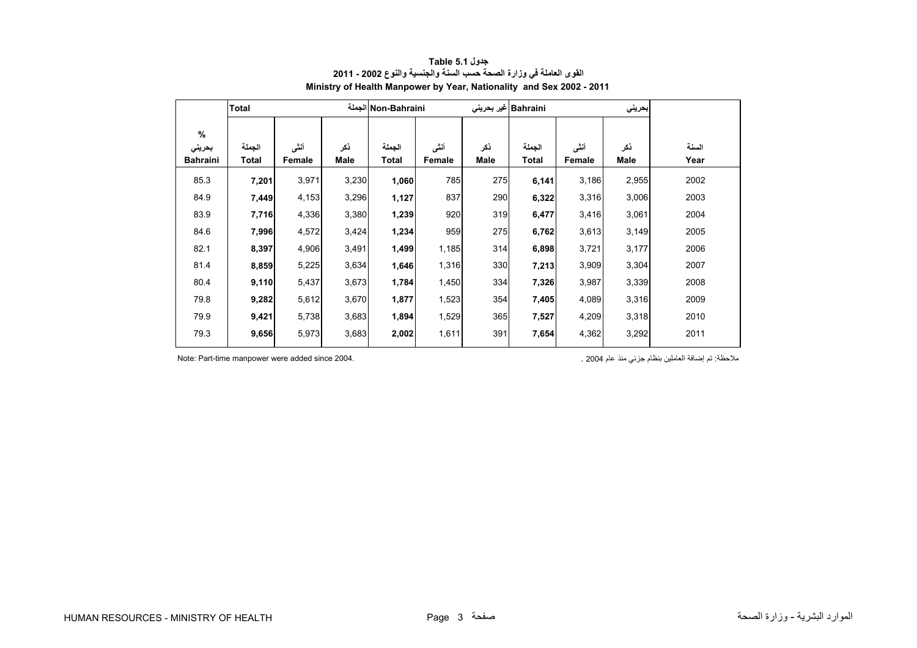### جدول Table 5.1

### القوى العاملة في وزارة الصحة حسب السنة والجنسية والنوع 2002 - 2011

### Ministry of Health Manpower by Year, Nationality and Sex 2002 - 2011

| | Total | | الجملة | Non-Bahraini | | غير بحريني | Bahraini | | بحريني | |
|---|---|---|---|---|---|---|---|---|---|---|
| % بحريني Bahraini | الجملة Total | أنثى Female | ذكر Male | الجملة Total | أنثى Female | ذكر Male | الجملة Total | أنثى Female | ذكر Male | السنة Year |
| 85.3 | **7,201** | 3,971 | 3,230 | **1,060** | 785 | 275 | **6,141** | 3,186 | 2,955 | 2002 |
| 84.9 | **7,449** | 4,153 | 3,296 | **1,127** | 837 | 290 | **6,322** | 3,316 | 3,006 | 2003 |
| 83.9 | **7,716** | 4,336 | 3,380 | **1,239** | 920 | 319 | **6,477** | 3,416 | 3,061 | 2004 |
| 84.6 | **7,996** | 4,572 | 3,424 | **1,234** | 959 | 275 | **6,762** | 3,613 | 3,149 | 2005 |
| 82.1 | **8,397** | 4,906 | 3,491 | **1,499** | 1,185 | 314 | **6,898** | 3,721 | 3,177 | 2006 |
| 81.4 | **8,859** | 5,225 | 3,634 | **1,646** | 1,316 | 330 | **7,213** | 3,909 | 3,304 | 2007 |
| 80.4 | **9,110** | 5,437 | 3,673 | **1,784** | 1,450 | 334 | **7,326** | 3,987 | 3,339 | 2008 |
| 79.8 | **9,282** | 5,612 | 3,670 | **1,877** | 1,523 | 354 | **7,405** | 4,089 | 3,316 | 2009 |
| 79.9 | **9,421** | 5,738 | 3,683 | **1,894** | 1,529 | 365 | **7,527** | 4,209 | 3,318 | 2010 |
| 79.3 | **9,656** | 5,973 | 3,683 | **2,002** | 1,611 | 391 | **7,654** | 4,362 | 3,292 | 2011 |

Note: Part-time manpower were added since 2004.

ملاحظة: تم إضافة العاملين بنظام جزئي منذ عام 2004 .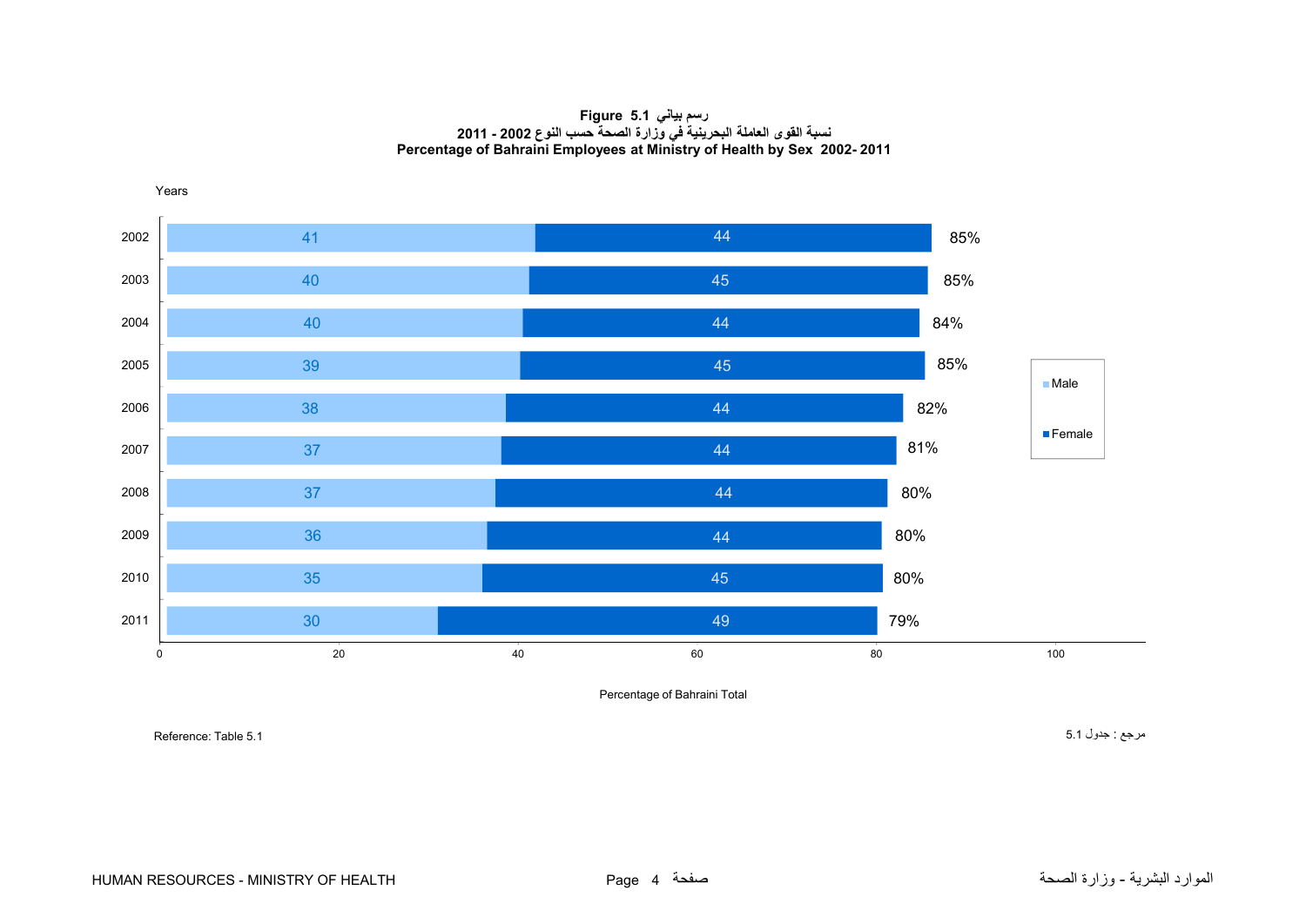**Figure 5.1 رسم بياني**

**نسبة القوى العاملة البحرينية في وزارة الصحة حسب النوع 2002 - 2011**

**Percentage of Bahraini Employees at Ministry of Health by Sex 2002- 2011**

| Years | Male | Female | Total |
|---|---|---|---|
| 2002 | 41 | 44 | 85% |
| 2003 | 40 | 45 | 85% |
| 2004 | 40 | 44 | 84% |
| 2005 | 39 | 45 | 85% |
| 2006 | 38 | 44 | 82% |
| 2007 | 37 | 44 | 81% |
| 2008 | 37 | 44 | 80% |
| 2009 | 36 | 44 | 80% |
| 2010 | 35 | 45 | 80% |
| 2011 | 30 | 49 | 79% |

Percentage of Bahraini Total

Reference: Table 5.1

مرجع : جدول 5.1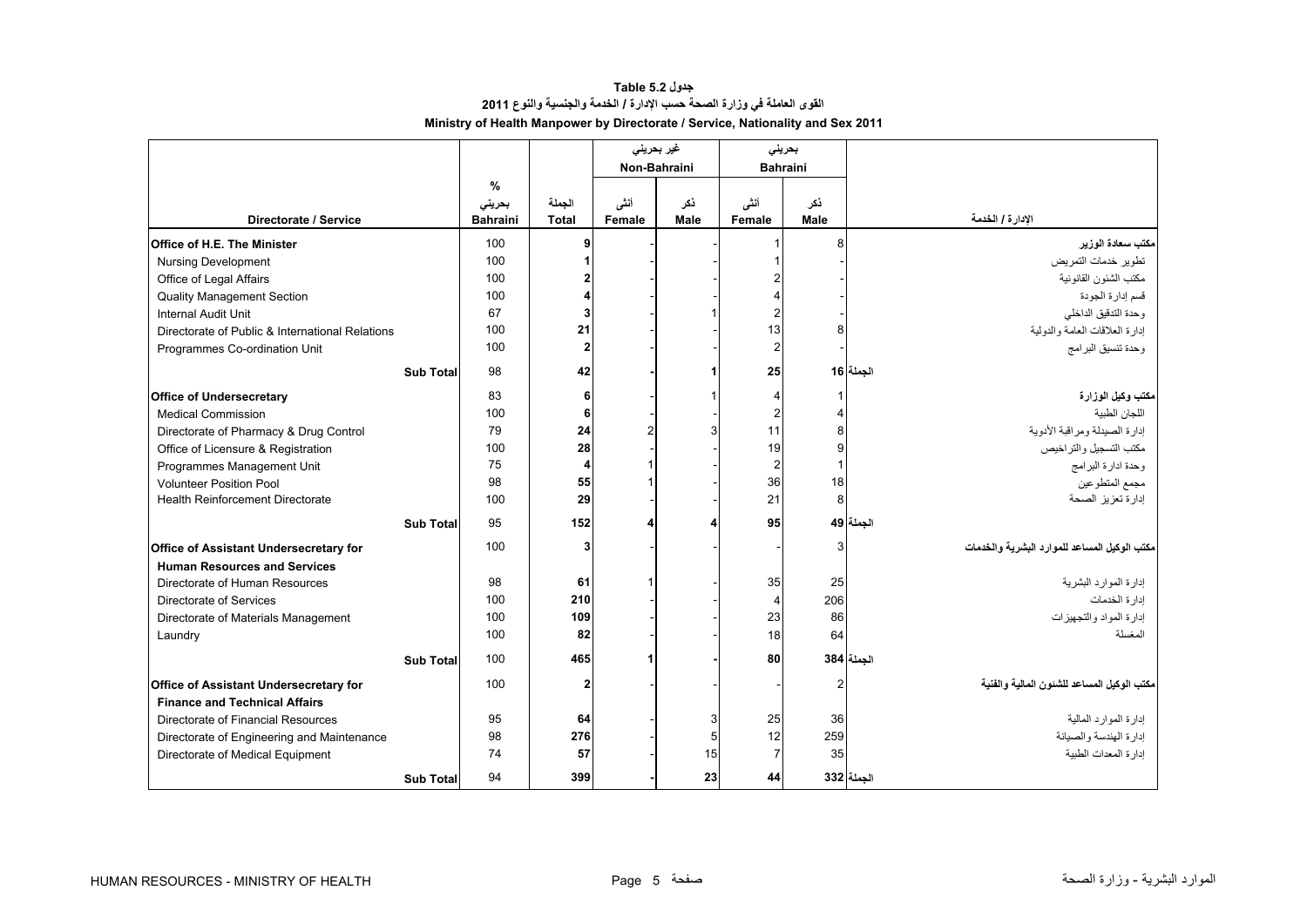## جدول 5.2 Table

## القوى العاملة في وزارة الصحة حسب الإدارة / الخدمة والجنسية والنوع 2011

## Ministry of Health Manpower by Directorate / Service, Nationality and Sex 2011

| Directorate / Service | % بحريني Bahraini | الجملة Total | غير بحريني Non-Bahraini أنثى Female | ذكر Male | بحريني Bahraini أنثى Female | ذكر Male | الإدارة / الخدمة |
|---|---|---|---|---|---|---|---|
| **Office of H.E. The Minister** | 100 | **9** | - | - | 1 | 8 | **مكتب سعادة الوزير** |
| Nursing Development | 100 | **1** | - | - | 1 | - | تطوير خدمات التمريض |
| Office of Legal Affairs | 100 | **2** | - | - | 2 | - | مكتب الشئون القانونية |
| Quality Management Section | 100 | **4** | - | - | 4 | - | قسم إدارة الجودة |
| Internal Audit Unit | 67 | **3** | - | 1 | 2 | - | وحدة التدقيق الداخلي |
| Directorate of Public & International Relations | 100 | **21** | - | - | 13 | 8 | إدارة العلاقات العامة والدولية |
| Programmes Co-ordination Unit | 100 | **2** | - | - | 2 | - | وحدة تنسيق البرامج |
| **Sub Total** | 98 | **42** | **-** | **1** | **25** | **16** | **الجملة** |
| **Office of Undersecretary** | 83 | **6** | - | 1 | 4 | 1 | **مكتب وكيل الوزارة** |
| Medical Commission | 100 | **6** | - | - | 2 | 4 | اللجان الطبية |
| Directorate of Pharmacy & Drug Control | 79 | **24** | 2 | 3 | 11 | 8 | إدارة الصيدلة ومراقبة الأدوية |
| Office of Licensure & Registration | 100 | **28** | - | - | 19 | 9 | مكتب التسجيل والتراخيص |
| Programmes Management Unit | 75 | **4** | 1 | - | 2 | 1 | وحدة ادارة البرامج |
| Volunteer Position Pool | 98 | **55** | 1 | - | 36 | 18 | مجمع المتطوعين |
| Health Reinforcement Directorate | 100 | **29** | - | - | 21 | 8 | إدارة تعزيز الصحة |
| **Sub Total** | 95 | **152** | **4** | **4** | **95** | **49** | **الجملة** |
| **Office of Assistant Undersecretary for Human Resources and Services** | 100 | **3** | - | - | - | 3 | **مكتب الوكيل المساعد للموارد البشرية والخدمات** |
| Directorate of Human Resources | 98 | **61** | 1 | - | 35 | 25 | إدارة الموارد البشرية |
| Directorate of Services | 100 | **210** | - | - | 4 | 206 | إدارة الخدمات |
| Directorate of Materials Management | 100 | **109** | - | - | 23 | 86 | إدارة المواد والتجهيزات |
| Laundry | 100 | **82** | - | - | 18 | 64 | المغسلة |
| **Sub Total** | 100 | **465** | **1** | **-** | **80** | **384** | **الجملة** |
| **Office of Assistant Undersecretary for Finance and Technical Affairs** | 100 | **2** | - | - | - | 2 | **مكتب الوكيل المساعد للشئون المالية والفنية** |
| Directorate of Financial Resources | 95 | **64** | - | 3 | 25 | 36 | إدارة الموارد المالية |
| Directorate of Engineering and Maintenance | 98 | **276** | - | 5 | 12 | 259 | إدارة الهندسة والصيانة |
| Directorate of Medical Equipment | 74 | **57** | - | 15 | 7 | 35 | إدارة المعدات الطبية |
| **Sub Total** | 94 | **399** | **-** | **23** | **44** | **332** | **الجملة** |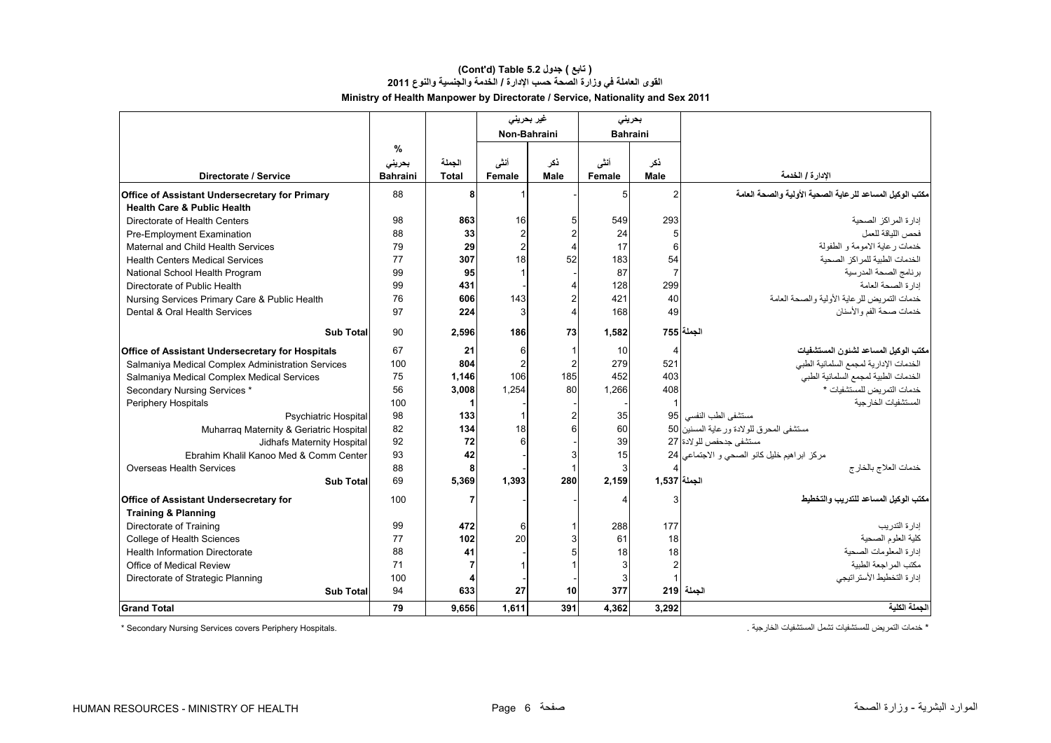# (Cont'd) Table 5.2 ( تابع ) جدول

## القوى العاملة في وزارة الصحة حسب الإدارة / الخدمة والجنسية والنوع 2011

## Ministry of Health Manpower by Directorate / Service, Nationality and Sex 2011

| Directorate / Service | % بحريني Bahraini | الجملة Total | غير بحريني Non-Bahraini أنثى Female | ذكر Male | بحريني Bahraini أنثى Female | ذكر Male | الإدارة / الخدمة |
|---|---|---|---|---|---|---|---|
| **Office of Assistant Undersecretary for Primary Health Care & Public Health** | 88 | **8** | 1 | - | 5 | 2 | **مكتب الوكيل المساعد للرعاية الصحية الأولية والصحة العامة** |
| Directorate of Health Centers | 98 | **863** | 16 | 5 | 549 | 293 | إدارة المراكز الصحية |
| Pre-Employment Examination | 88 | **33** | 2 | 2 | 24 | 5 | فحص اللياقة للعمل |
| Maternal and Child Health Services | 79 | **29** | 2 | 4 | 17 | 6 | خدمات رعاية الامومة و الطفولة |
| Health Centers Medical Services | 77 | **307** | 18 | 52 | 183 | 54 | الخدمات الطبية للمراكز الصحية |
| National School Health Program | 99 | **95** | 1 | - | 87 | 7 | برنامج الصحة المدرسية |
| Directorate of Public Health | 99 | **431** | - | 4 | 128 | 299 | إدارة الصحة العامة |
| Nursing Services Primary Care & Public Health | 76 | **606** | 143 | 2 | 421 | 40 | خدمات التمريض للرعاية الأولية والصحة العامة |
| Dental & Oral Health Services | 97 | **224** | 3 | 4 | 168 | 49 | خدمات صحة الفم والأسنان |
| **Sub Total** | 90 | **2,596** | **186** | **73** | **1,582** | **755** | **الجملة** |
| **Office of Assistant Undersecretary for Hospitals** | 67 | **21** | 6 | 1 | 10 | 4 | **مكتب الوكيل المساعد لشئون المستشفيات** |
| Salmaniya Medical Complex Administration Services | 100 | **804** | 2 | 2 | 279 | 521 | الخدمات الإدارية لمجمع السلمانية الطبي |
| Salmaniya Medical Complex Medical Services | 75 | **1,146** | 106 | 185 | 452 | 403 | الخدمات الطبية لمجمع السلمانية الطبي |
| Secondary Nursing Services * | 56 | **3,008** | 1,254 | 80 | 1,266 | 408 | خدمات التمريض للمستشفيات * |
| Periphery Hospitals | 100 | **1** | - | - | - | 1 | المستشفيات الخارجية |
| Psychiatric Hospital | 98 | **133** | 1 | 2 | 35 | 95 | مستشفى الطب النفسي |
| Muharraq Maternity & Geriatric Hospital | 82 | **134** | 18 | 6 | 60 | 50 | مستشفى المحرق للولادة ورعاية المسنين |
| Jidhafs Maternity Hospital | 92 | **72** | 6 | - | 39 | 27 | مستشفى جدحفص للولادة |
| Ebrahim Khalil Kanoo Med & Comm Center | 93 | **42** | - | 3 | 15 | 24 | مركز ابراهيم خليل كانو الصحي و الاجتماعي |
| Overseas Health Services | 88 | **8** | - | 1 | 3 | 4 | خدمات العلاج بالخارج |
| **Sub Total** | 69 | **5,369** | **1,393** | **280** | **2,159** | **1,537** | **الجملة** |
| **Office of Assistant Undersecretary for Training & Planning** | 100 | **7** | - | - | 4 | 3 | **مكتب الوكيل المساعد للتدريب والتخطيط** |
| Directorate of Training | 99 | **472** | 6 | 1 | 288 | 177 | إدارة التدريب |
| College of Health Sciences | 77 | **102** | 20 | 3 | 61 | 18 | كلية العلوم الصحية |
| Health Information Directorate | 88 | **41** | - | 5 | 18 | 18 | إدارة المعلومات الصحية |
| Office of Medical Review | 71 | **7** | 1 | 1 | 3 | 2 | مكتب المراجعة الطبية |
| Directorate of Strategic Planning | 100 | **4** | - | - | 3 | 1 | إدارة التخطيط الأستراتيجي |
| **Sub Total** | 94 | **633** | **27** | **10** | **377** | **219** | **الجملة** |
| **Grand Total** | **79** | **9,656** | **1,611** | **391** | **4,362** | **3,292** | **الجملة الكلية** |

\* Secondary Nursing Services covers Periphery Hospitals.

\* خدمات التمريض للمستشفيات تشمل المستشفيات الخارجية .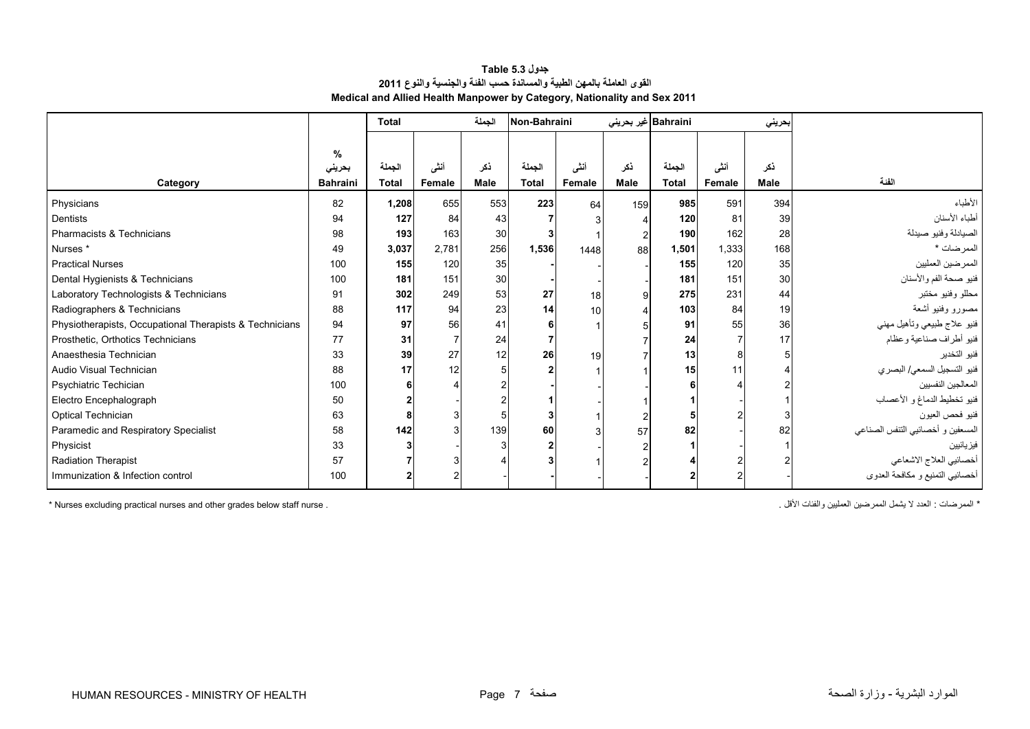# جدول Table 5.3

## القوى العاملة بالمهن الطبية والمساندة حسب الفئة والجنسية والنوع 2011

## Medical and Allied Health Manpower by Category, Nationality and Sex 2011

| | | Total | | الجملة | Non-Bahraini | | غير بحريني | Bahraini | | بحريني | |
|---|---|---|---|---|---|---|---|---|---|---|---|
| Category | % بحريني Bahraini | الجملة Total | أنثى Female | ذكر Male | الجملة Total | أنثى Female | ذكر Male | الجملة Total | أنثى Female | ذكر Male | الفئة |
| Physicians | 82 | **1,208** | 655 | 553 | **223** | 64 | 159 | **985** | 591 | 394 | الأطباء |
| Dentists | 94 | **127** | 84 | 43 | **7** | 3 | 4 | **120** | 81 | 39 | أطباء الأسنان |
| Pharmacists & Technicians | 98 | **193** | 163 | 30 | **3** | 1 | 2 | **190** | 162 | 28 | الصيادلة وفنيو صيدلة |
| Nurses * | 49 | **3,037** | 2,781 | 256 | **1,536** | 1448 | 88 | **1,501** | 1,333 | 168 | الممرضات * |
| Practical Nurses | 100 | **155** | 120 | 35 | **-** | - | - | **155** | 120 | 35 | الممرضين العمليين |
| Dental Hygienists & Technicians | 100 | **181** | 151 | 30 | **-** | - | - | **181** | 151 | 30 | فنيو صحة الفم والأسنان |
| Laboratory Technologists & Technicians | 91 | **302** | 249 | 53 | **27** | 18 | 9 | **275** | 231 | 44 | محللو وفنيو مختبر |
| Radiographers & Technicians | 88 | **117** | 94 | 23 | **14** | 10 | 4 | **103** | 84 | 19 | مصورو وفنيو أشعة |
| Physiotherapists, Occupational Therapists & Technicians | 94 | **97** | 56 | 41 | **6** | 1 | 5 | **91** | 55 | 36 | فنيو علاج طبيعي وتأهيل مهني |
| Prosthetic, Orthotics Technicians | 77 | **31** | 7 | 24 | **7** | | 7 | **24** | 7 | 17 | فنيو أطراف صناعية وعظام |
| Anaesthesia Technician | 33 | **39** | 27 | 12 | **26** | 19 | 7 | **13** | 8 | 5 | فنيو التخدير |
| Audio Visual Technician | 88 | **17** | 12 | 5 | **2** | 1 | 1 | **15** | 11 | 4 | فنيو التسجيل السمعي/ البصري |
| Psychiatric Techician | 100 | **6** | 4 | 2 | **-** | - | - | **6** | 4 | 2 | المعالجين النفسيين |
| Electro Encephalograph | 50 | **2** | - | 2 | **1** | - | 1 | **1** | - | 1 | فنيو تخطيط الدماغ و الأعصاب |
| Optical Technician | 63 | **8** | 3 | 5 | **3** | 1 | 2 | **5** | 2 | 3 | فنيو فحص العيون |
| Paramedic and Respiratory Specialist | 58 | **142** | 3 | 139 | **60** | 3 | 57 | **82** | - | 82 | المسعفين و أخصائيي التنفس الصناعي |
| Physicist | 33 | **3** | - | 3 | **2** | - | 2 | **1** | - | 1 | فيزيائيين |
| Radiation Therapist | 57 | **7** | 3 | 4 | **3** | 1 | 2 | **4** | 2 | 2 | أخصائيي العلاج الاشعاعي |
| Immunization & Infection control | 100 | **2** | 2 | - | **-** | - | - | **2** | 2 | - | أخصائيي التمنيع و مكافحة العدوى |

* Nurses excluding practical nurses and other grades below staff nurse .

* الممرضات : العدد لا يشمل الممرضين العمليين والفئات الأقل .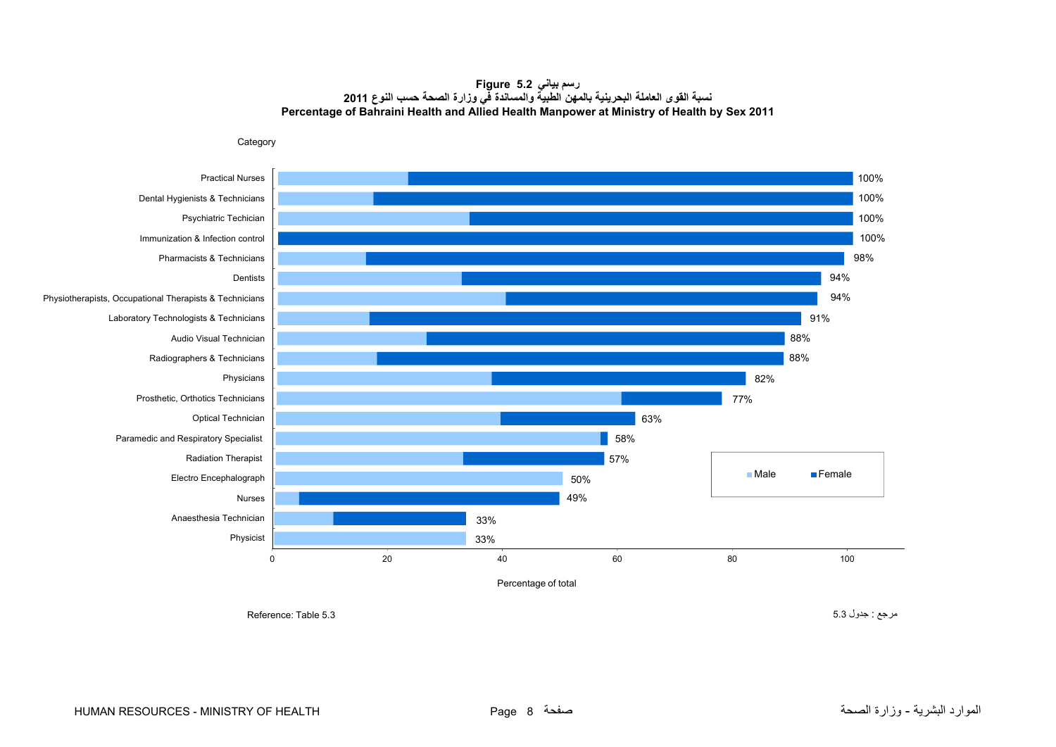**Figure 5.2 رسم بياني**

**نسبة القوى العاملة البحرينية بالمهن الطبية والمساندة في وزارة الصحة حسب النوع 2011**

**Percentage of Bahraini Health and Allied Health Manpower at Ministry of Health by Sex 2011**

| Category | Percentage of total |
| --- | --- |
| Practical Nurses | 100% |
| Dental Hygienists & Technicians | 100% |
| Psychiatric Techician | 100% |
| Immunization & Infection control | 100% |
| Pharmacists & Technicians | 98% |
| Dentists | 94% |
| Physiotherapists, Occupational Therapists & Technicians | 94% |
| Laboratory Technologists & Technicians | 91% |
| Audio Visual Technician | 88% |
| Radiographers & Technicians | 88% |
| Physicians | 82% |
| Prosthetic, Orthotics Technicians | 77% |
| Optical Technician | 63% |
| Paramedic and Respiratory Specialist | 58% |
| Radiation Therapist | 57% |
| Electro Encephalograph | 50% |
| Nurses | 49% |
| Anaesthesia Technician | 33% |
| Physicist | 33% |

Legend: Male, Female

Reference: Table 5.3

مرجع : جدول 5.3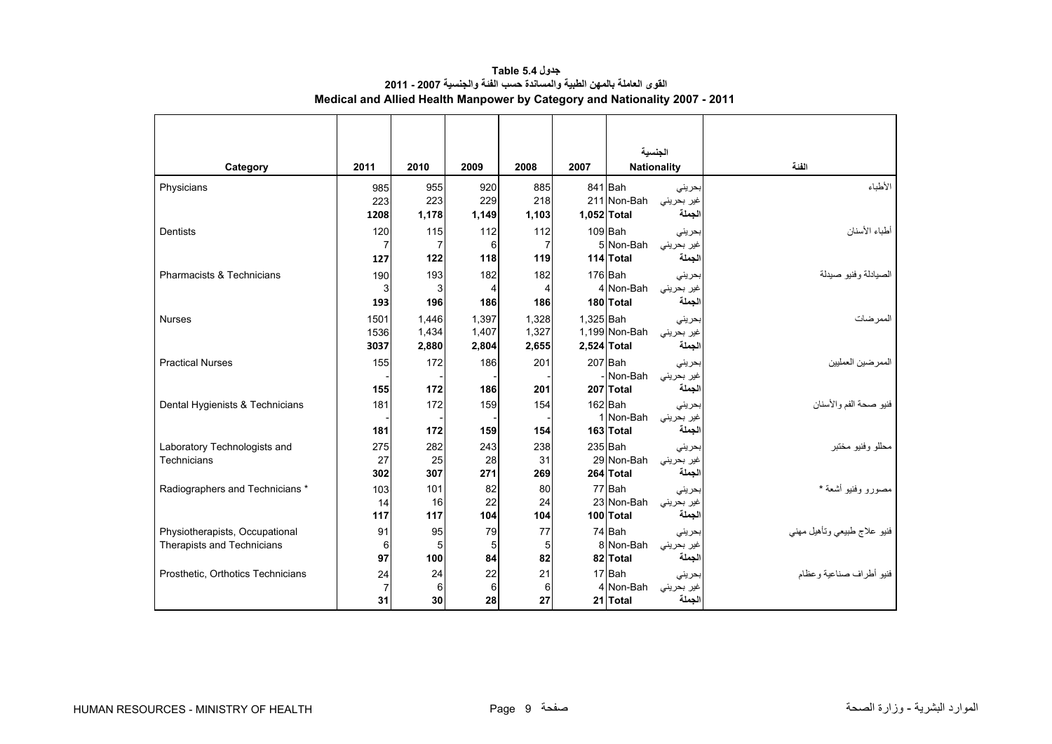# جدول Table 5.4

## القوى العاملة بالمهن الطبية والمساندة حسب الفئة والجنسية 2007 - 2011

## Medical and Allied Health Manpower by Category and Nationality 2007 - 2011

| Category | 2011 | 2010 | 2009 | 2008 | 2007 | Nationality | الجنسية | الفئة |
|---|---|---|---|---|---|---|---|---|
| Physicians | 985 | 955 | 920 | 885 | 841 | Bah | بحريني | الأطباء |
| | 223 | 223 | 229 | 218 | 211 | Non-Bah | غير بحريني | |
| | **1208** | **1,178** | **1,149** | **1,103** | **1,052** | **Total** | **الجملة** | |
| Dentists | 120 | 115 | 112 | 112 | 109 | Bah | بحريني | أطباء الأسنان |
| | 7 | 7 | 6 | 7 | 5 | Non-Bah | غير بحريني | |
| | **127** | **122** | **118** | **119** | **114** | **Total** | **الجملة** | |
| Pharmacists & Technicians | 190 | 193 | 182 | 182 | 176 | Bah | بحريني | الصيادلة وفنيو صيدلة |
| | 3 | 3 | 4 | 4 | 4 | Non-Bah | غير بحريني | |
| | **193** | **196** | **186** | **186** | **180** | **Total** | **الجملة** | |
| Nurses | 1501 | 1,446 | 1,397 | 1,328 | 1,325 | Bah | بحريني | الممرضات |
| | 1536 | 1,434 | 1,407 | 1,327 | 1,199 | Non-Bah | غير بحريني | |
| | **3037** | **2,880** | **2,804** | **2,655** | **2,524** | **Total** | **الجملة** | |
| Practical Nurses | 155 | 172 | 186 | 201 | 207 | Bah | بحريني | الممرضين العمليين |
| | - | - | - | - | - | Non-Bah | غير بحريني | |
| | **155** | **172** | **186** | **201** | **207** | **Total** | **الجملة** | |
| Dental Hygienists & Technicians | 181 | 172 | 159 | 154 | 162 | Bah | بحريني | فنيو صحة الفم والأسنان |
| | - | - | - | - | 1 | Non-Bah | غير بحريني | |
| | **181** | **172** | **159** | **154** | **163** | **Total** | **الجملة** | |
| Laboratory Technologists and Technicians | 275 | 282 | 243 | 238 | 235 | Bah | بحريني | محللو وفنيو مختبر |
| | 27 | 25 | 28 | 31 | 29 | Non-Bah | غير بحريني | |
| | **302** | **307** | **271** | **269** | **264** | **Total** | **الجملة** | |
| Radiographers and Technicians * | 103 | 101 | 82 | 80 | 77 | Bah | بحريني | مصورو وفنيو أشعة * |
| | 14 | 16 | 22 | 24 | 23 | Non-Bah | غير بحريني | |
| | **117** | **117** | **104** | **104** | **100** | **Total** | **الجملة** | |
| Physiotherapists, Occupational Therapists and Technicians | 91 | 95 | 79 | 77 | 74 | Bah | بحريني | فنيو علاج طبيعي وتأهيل مهني |
| | 6 | 5 | 5 | 5 | 8 | Non-Bah | غير بحريني | |
| | **97** | **100** | **84** | **82** | **82** | **Total** | **الجملة** | |
| Prosthetic, Orthotics Technicians | 24 | 24 | 22 | 21 | 17 | Bah | بحريني | فنيو أطراف صناعية وعظام |
| | 7 | 6 | 6 | 6 | 4 | Non-Bah | غير بحريني | |
| | **31** | **30** | **28** | **27** | **21** | **Total** | **الجملة** | |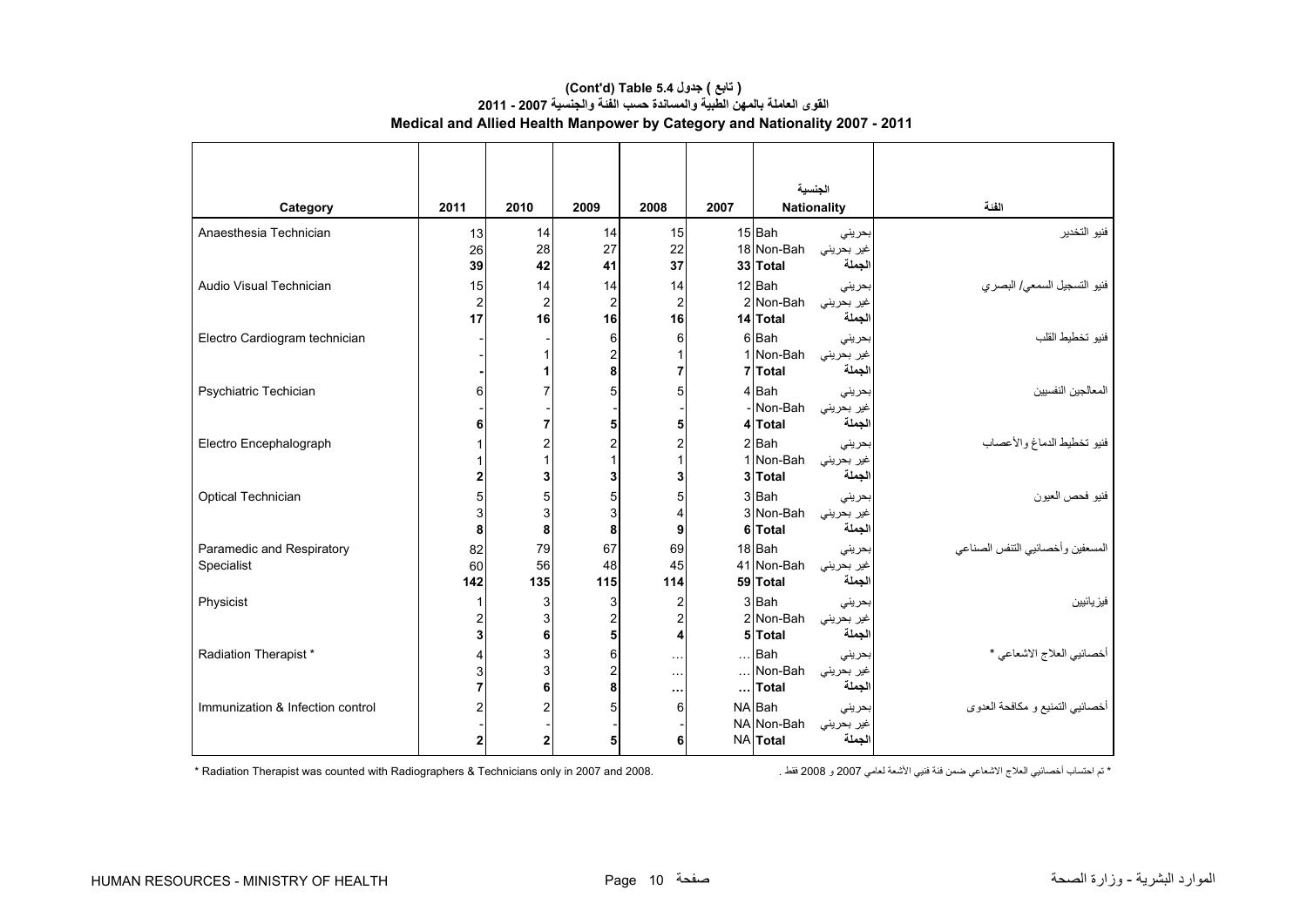## (Cont'd) Table 5.4 ( تابع ) جدول

## القوى العاملة بالمهن الطبية والمساندة حسب الفئة والجنسية 2007 - 2011

## Medical and Allied Health Manpower by Category and Nationality 2007 - 2011

| Category | 2011 | 2010 | 2009 | 2008 | 2007 | Nationality | الجنسية | الفئة |
|---|---|---|---|---|---|---|---|---|
| Anaesthesia Technician | 13 | 14 | 14 | 15 | 15 | Bah | بحريني | فنيو التخدير |
| | 26 | 28 | 27 | 22 | 18 | Non-Bah | غير بحريني | |
| | **39** | **42** | **41** | **37** | **33** | **Total** | **الجملة** | |
| Audio Visual Technician | 15 | 14 | 14 | 14 | 12 | Bah | بحريني | فنيو التسجيل السمعي/ البصري |
| | 2 | 2 | 2 | 2 | 2 | Non-Bah | غير بحريني | |
| | **17** | **16** | **16** | **16** | **14** | **Total** | **الجملة** | |
| Electro Cardiogram technician | - | - | 6 | 6 | 6 | Bah | بحريني | فنيو تخطيط القلب |
| | - | 1 | 2 | 1 | 1 | Non-Bah | غير بحريني | |
| | **-** | **1** | **8** | **7** | **7** | **Total** | **الجملة** | |
| Psychiatric Techician | 6 | 7 | 5 | 5 | 4 | Bah | بحريني | المعالجين النفسيين |
| | - | - | - | - | - | Non-Bah | غير بحريني | |
| | **6** | **7** | **5** | **5** | **4** | **Total** | **الجملة** | |
| Electro Encephalograph | 1 | 2 | 2 | 2 | 2 | Bah | بحريني | فنيو تخطيط الدماغ والأعصاب |
| | 1 | 1 | 1 | 1 | 1 | Non-Bah | غير بحريني | |
| | **2** | **3** | **3** | **3** | **3** | **Total** | **الجملة** | |
| Optical Technician | 5 | 5 | 5 | 5 | 3 | Bah | بحريني | فنيو فحص العيون |
| | 3 | 3 | 3 | 4 | 3 | Non-Bah | غير بحريني | |
| | **8** | **8** | **8** | **9** | **6** | **Total** | **الجملة** | |
| Paramedic and Respiratory Specialist | 82 | 79 | 67 | 69 | 18 | Bah | بحريني | المسعفين وأخصائيي التنفس الصناعي |
| | 60 | 56 | 48 | 45 | 41 | Non-Bah | غير بحريني | |
| | **142** | **135** | **115** | **114** | **59** | **Total** | **الجملة** | |
| Physicist | 1 | 3 | 3 | 2 | 3 | Bah | بحريني | فيزيائيين |
| | 2 | 3 | 2 | 2 | 2 | Non-Bah | غير بحريني | |
| | **3** | **6** | **5** | **4** | **5** | **Total** | **الجملة** | |
| Radiation Therapist * | 4 | 3 | 6 | … | … | Bah | بحريني | أخصائيي العلاج الاشعاعي * |
| | 3 | 3 | 2 | … | … | Non-Bah | غير بحريني | |
| | **7** | **6** | **8** | **…** | **…** | **Total** | **الجملة** | |
| Immunization & Infection control | 2 | 2 | 5 | 6 | NA | Bah | بحريني | أخصائيي التمنيع و مكافحة العدوى |
| | - | - | - | - | NA | Non-Bah | غير بحريني | |
| | **2** | **2** | **5** | **6** | **NA** | **Total** | **الجملة** | |

\* Radiation Therapist was counted with Radiographers & Technicians only in 2007 and 2008.

\* تم احتساب أخصائيي العلاج الاشعاعي ضمن فئة فنيي الأشعة لعامي 2007 و 2008 فقط .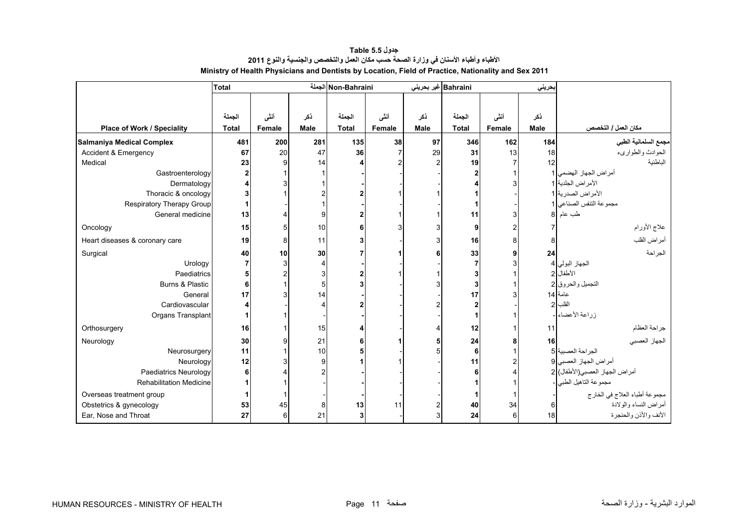## جدول 5.5 Table

### الأطباء وأطباء الأسنان في وزارة الصحة حسب مكان العمل والتخصص والجنسية والنوع 2011

### Ministry of Health Physicians and Dentists by Location, Field of Practice, Nationality and Sex 2011

| | Total | | الجملة | Non-Bahraini | | غير بحريني | Bahraini | | بحريني | |
|---|---|---|---|---|---|---|---|---|---|---|
| | الجملة | أنثى | ذكر | الجملة | أنثى | ذكر | الجملة | أنثى | ذكر | |
| **Place of Work / Speciality** | **Total** | **Female** | **Male** | **Total** | **Female** | **Male** | **Total** | **Female** | **Male** | **مكان العمل / التخصص** |
| **Salmaniya Medical Complex** | **481** | **200** | **281** | **135** | **38** | **97** | **346** | **162** | **184** | **مجمع السلمانية الطبي** |
| Accident & Emergency | **67** | 20 | 47 | **36** | 7 | 29 | **31** | 13 | 18 | الحوادث والطوارىء |
| Medical | **23** | 9 | 14 | **4** | 2 | 2 | **19** | 7 | 12 | الباطنية |
| Gastroenterology | **2** | 1 | 1 | **-** | - | - | **2** | 1 | 1 | أمراض الجهاز الهضمي |
| Dermatology | **4** | 3 | 1 | **-** | - | - | **4** | 3 | 1 | الأمراض الجلدية |
| Thoracic & oncology | **3** | 1 | 2 | **2** | 1 | 1 | **1** | - | 1 | الأمراض الصدرية |
| Respiratory Therapy Group | **1** | - | 1 | **-** | - | - | **1** | - | 1 | مجموعة التنفس الصناعي |
| General medicine | **13** | 4 | 9 | **2** | 1 | 1 | **11** | 3 | 8 | طب عام |
| Oncology | **15** | 5 | 10 | **6** | 3 | 3 | **9** | 2 | 7 | علاج الأورام |
| Heart diseases & coronary care | **19** | 8 | 11 | **3** | - | 3 | **16** | 8 | 8 | أمراض القلب |
| Surgical | **40** | **10** | **30** | **7** | **1** | **6** | **33** | **9** | **24** | الجراحة |
| Urology | **7** | 3 | 4 | **-** | - | - | **7** | 3 | 4 | الجهاز البولي |
| Paediatrics | **5** | 2 | 3 | **2** | 1 | 1 | **3** | 1 | 2 | الأطفال |
| Burns & Plastic | **6** | 1 | 5 | **3** | - | 3 | **3** | 1 | 2 | التجميل والحروق |
| General | **17** | 3 | 14 | **-** | - | - | **17** | 3 | 14 | عامة |
| Cardiovascular | **4** | - | 4 | **2** | - | 2 | **2** | - | 2 | القلب |
| Organs Transplant | **1** | 1 | - | **-** | - | - | **1** | 1 | - | زراعة الأعضاء |
| Orthosurgery | **16** | 1 | 15 | **4** | - | 4 | **12** | 1 | 11 | جراحة العظام |
| Neurology | **30** | 9 | 21 | **6** | **1** | **5** | **24** | **8** | **16** | الجهاز العصبي |
| Neurosurgery | **11** | 1 | 10 | **5** | - | 5 | **6** | 1 | 5 | الجراحة العصبية |
| Neurology | **12** | 3 | 9 | **1** | 1 | - | **11** | 2 | 9 | أمراض الجهاز العصبي |
| Paediatrics Neurology | **6** | 4 | 2 | **-** | - | - | **6** | 4 | 2 | أمراض الجهاز العصبي(الأطفال) |
| Rehabilitation Medicine | **1** | 1 | - | **-** | - | - | **1** | 1 | - | مجموعة التاهيل الطبي |
| Overseas treatment group | **1** | 1 | - | **-** | - | - | **1** | 1 | - | مجموعة أطباء العلاج في الخارج |
| Obstetrics & gynecology | **53** | 45 | 8 | **13** | 11 | 2 | **40** | 34 | 6 | أمراض النساء والولادة |
| Ear, Nose and Throat | **27** | 6 | 21 | **3** | - | 3 | **24** | 6 | 18 | الأنف والأذن والحنجرة |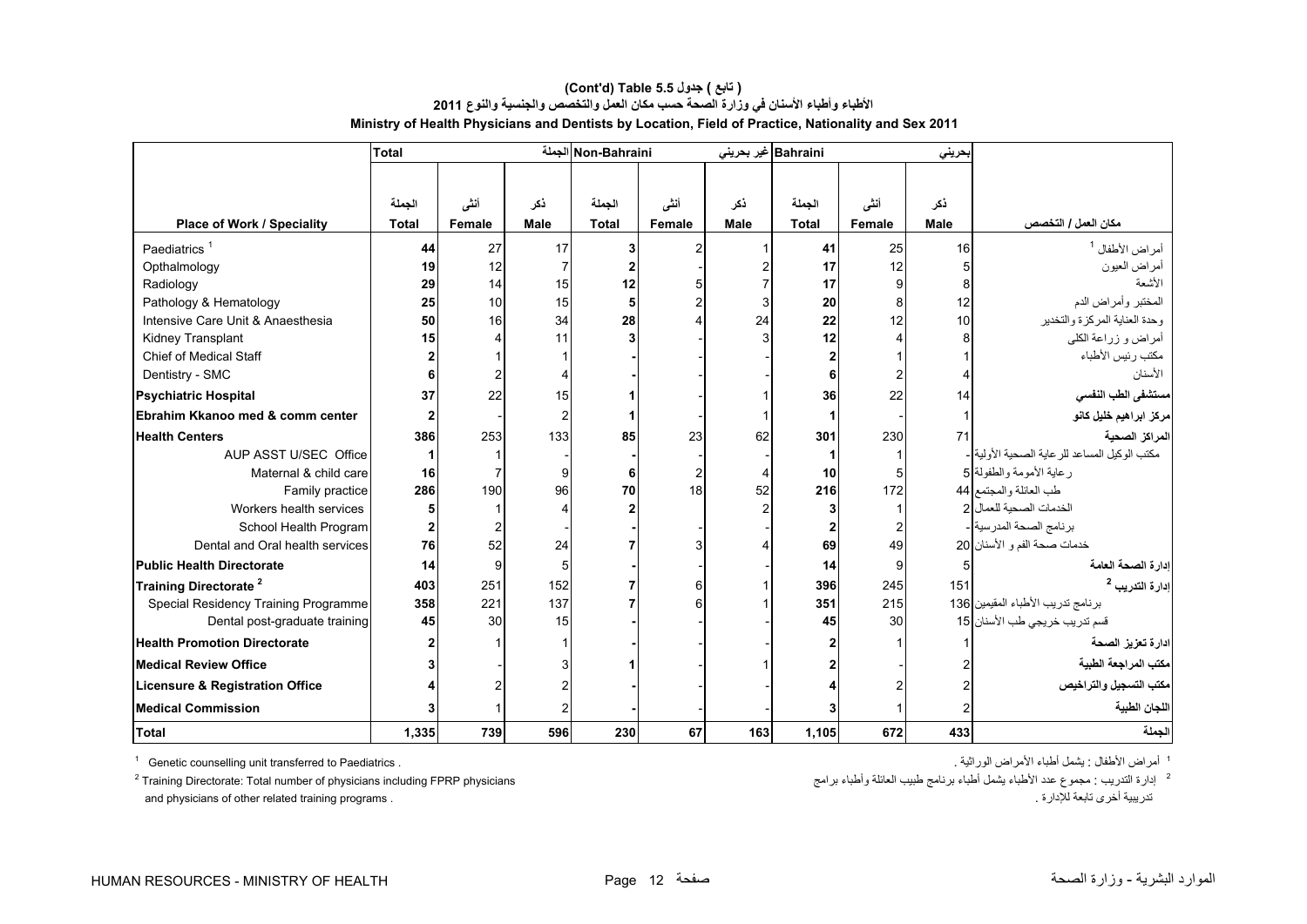## (Cont'd) Table 5.5 جدول ( تابع )

## الأطباء وأطباء الأسنان في وزارة الصحة حسب مكان العمل والتخصص والجنسية والنوع 2011

## Ministry of Health Physicians and Dentists by Location, Field of Practice, Nationality and Sex 2011

| | Total | | الجملة | Non-Bahraini | | غير بحريني | Bahraini | | بحريني | |
|---|---|---|---|---|---|---|---|---|---|---|
| | الجملة | أنثى | ذكر | الجملة | أنثى | ذكر | الجملة | أنثى | ذكر | |
| **Place of Work / Speciality** | **Total** | **Female** | **Male** | **Total** | **Female** | **Male** | **Total** | **Female** | **Male** | **مكان العمل / التخصص** |
| Paediatrics [1] | **44** | 27 | 17 | **3** | 2 | 1 | **41** | 25 | 16 | أمراض الأطفال [1] |
| Opthalmology | **19** | 12 | 7 | **2** | - | 2 | **17** | 12 | 5 | أمراض العيون |
| Radiology | **29** | 14 | 15 | **12** | 5 | 7 | **17** | 9 | 8 | الأشعة |
| Pathology & Hematology | **25** | 10 | 15 | **5** | 2 | 3 | **20** | 8 | 12 | المختبر وأمراض الدم |
| Intensive Care Unit & Anaesthesia | **50** | 16 | 34 | **28** | 4 | 24 | **22** | 12 | 10 | وحدة العناية المركزة والتخدير |
| Kidney Transplant | **15** | 4 | 11 | **3** | - | 3 | **12** | 4 | 8 | أمراض و زراعة الكلى |
| Chief of Medical Staff | **2** | 1 | 1 | **-** | - | - | **2** | 1 | 1 | مكتب رئيس الأطباء |
| Dentistry - SMC | **6** | 2 | 4 | **-** | - | - | **6** | 2 | 4 | الأسنان |
| **Psychiatric Hospital** | **37** | 22 | 15 | **1** | - | 1 | **36** | 22 | 14 | **مستشفى الطب النفسي** |
| **Ebrahim Kkanoo med & comm center** | **2** | - | 2 | **1** | - | 1 | **1** | - | 1 | **مركز ابراهيم خليل كانو** |
| **Health Centers** | **386** | 253 | 133 | **85** | 23 | 62 | **301** | 230 | 71 | **المراكز الصحية** |
| AUP ASST U/SEC Office | **1** | 1 | - | **-** | - | - | **1** | 1 | - | مكتب الوكيل المساعد للرعاية الصحية الأولية |
| Maternal & child care | **16** | 7 | 9 | **6** | 2 | 4 | **10** | 5 | 5 | رعاية الأمومة والطفولة |
| Family practice | **286** | 190 | 96 | **70** | 18 | 52 | **216** | 172 | 44 | طب العائلة والمجتمع |
| Workers health services | **5** | 1 | 4 | **2** | - | 2 | **3** | 1 | 2 | الخدمات الصحية للعمال |
| School Health Program | **2** | 2 | - | **-** | - | - | **2** | 2 | - | برنامج الصحة المدرسية |
| Dental and Oral health services | **76** | 52 | 24 | **7** | 3 | 4 | **69** | 49 | 20 | خدمات صحة الفم و الأسنان |
| **Public Health Directorate** | **14** | 9 | 5 | **-** | - | - | **14** | 9 | 5 | **إدارة الصحة العامة** |
| **Training Directorate [2]** | **403** | 251 | 152 | **7** | 6 | 1 | **396** | 245 | 151 | **إدارة التدريب [2]** |
| Special Residency Training Programme | **358** | 221 | 137 | **7** | 6 | 1 | **351** | 215 | 136 | برنامج تدريب الأطباء المقيمين |
| Dental post-graduate training | **45** | 30 | 15 | **-** | - | - | **45** | 30 | 15 | قسم تدريب خريجي طب الأسنان |
| **Health Promotion Directorate** | **2** | 1 | 1 | **-** | - | - | **2** | 1 | 1 | **ادارة تعزيز الصحة** |
| **Medical Review Office** | **3** | - | 3 | **1** | - | 1 | **2** | - | 2 | **مكتب المراجعة الطبية** |
| **Licensure & Registration Office** | **4** | 2 | 2 | **-** | - | - | **4** | 2 | 2 | **مكتب التسجيل والتراخيص** |
| **Medical Commission** | **3** | 1 | 2 | **-** | - | - | **3** | 1 | 2 | **اللجان الطبية** |
| **Total** | **1,335** | **739** | **596** | **230** | **67** | **163** | **1,105** | **672** | **433** | **الجملة** |

[1] Genetic counselling unit transferred to Paediatrics .

[2] Training Directorate: Total number of physicians including FPRP physicians and physicians of other related training programs .

[1] أمراض الأطفال : يشمل أطباء الأمراض الوراثية .

[2] إدارة التدريب : مجموع عدد الأطباء يشمل أطباء برنامج طبيب العائلة وأطباء برامج تدريبية أخرى تابعة للإدارة .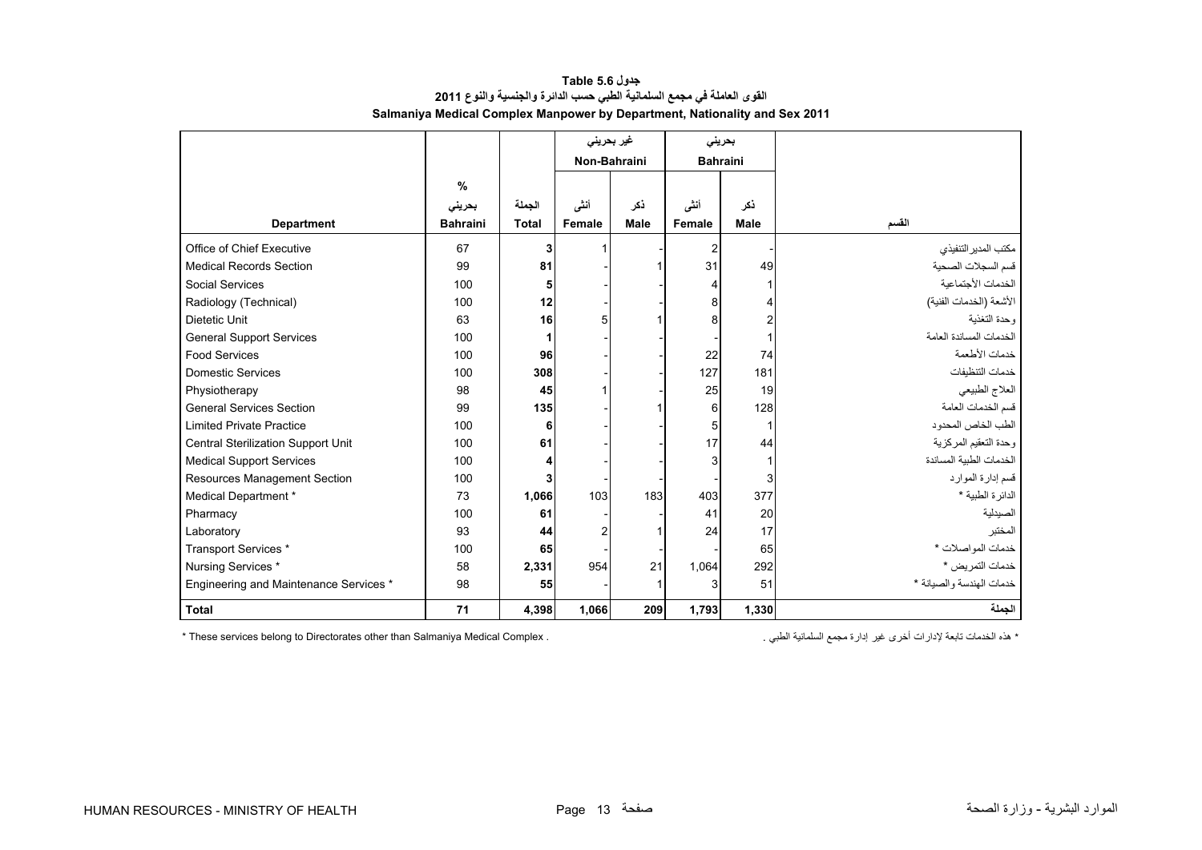# جدول Table 5.6

## القوى العاملة في مجمع السلمانية الطبي حسب الدائرة والجنسية والنوع 2011

## Salmaniya Medical Complex Manpower by Department, Nationality and Sex 2011

| | | | غير بحريني Non-Bahraini | | بحريني Bahraini | | |
|---|---|---|---|---|---|---|---|
| **Department** | % بحريني **Bahraini** | الجملة **Total** | أنثى **Female** | ذكر **Male** | أنثى **Female** | ذكر **Male** | القسم |
| Office of Chief Executive | 67 | **3** | 1 | - | 2 | - | مكتب المدير التنفيذي |
| Medical Records Section | 99 | **81** | - | 1 | 31 | 49 | قسم السجلات الصحية |
| Social Services | 100 | **5** | - | - | 4 | 1 | الخدمات الأجتماعية |
| Radiology (Technical) | 100 | **12** | - | - | 8 | 4 | الأشعة (الخدمات الفنية) |
| Dietetic Unit | 63 | **16** | 5 | 1 | 8 | 2 | وحدة التغذية |
| General Support Services | 100 | **1** | - | - | - | 1 | الخدمات المساندة العامة |
| Food Services | 100 | **96** | - | - | 22 | 74 | خدمات الأطعمة |
| Domestic Services | 100 | **308** | - | - | 127 | 181 | خدمات التنظيفات |
| Physiotherapy | 98 | **45** | 1 | - | 25 | 19 | العلاج الطبيعي |
| General Services Section | 99 | **135** | - | 1 | 6 | 128 | قسم الخدمات العامة |
| Limited Private Practice | 100 | **6** | - | - | 5 | 1 | الطب الخاص المحدود |
| Central Sterilization Support Unit | 100 | **61** | - | - | 17 | 44 | وحدة التعقيم المركزية |
| Medical Support Services | 100 | **4** | - | - | 3 | 1 | الخدمات الطبية المساندة |
| Resources Management Section | 100 | **3** | - | - | - | 3 | قسم إدارة الموارد |
| Medical Department * | 73 | **1,066** | 103 | 183 | 403 | 377 | الدائرة الطبية * |
| Pharmacy | 100 | **61** | - | - | 41 | 20 | الصيدلية |
| Laboratory | 93 | **44** | 2 | 1 | 24 | 17 | المختبر |
| Transport Services * | 100 | **65** | - | - | - | 65 | خدمات المواصلات * |
| Nursing Services * | 58 | **2,331** | 954 | 21 | 1,064 | 292 | خدمات التمريض * |
| Engineering and Maintenance Services * | 98 | **55** | - | 1 | 3 | 51 | خدمات الهندسة والصيانة * |
| **Total** | **71** | **4,398** | **1,066** | **209** | **1,793** | **1,330** | **الجملة** |

\* These services belong to Directorates other than Salmaniya Medical Complex .

\* هذه الخدمات تابعة لإدارات أخرى غير إدارة مجمع السلمانية الطبي .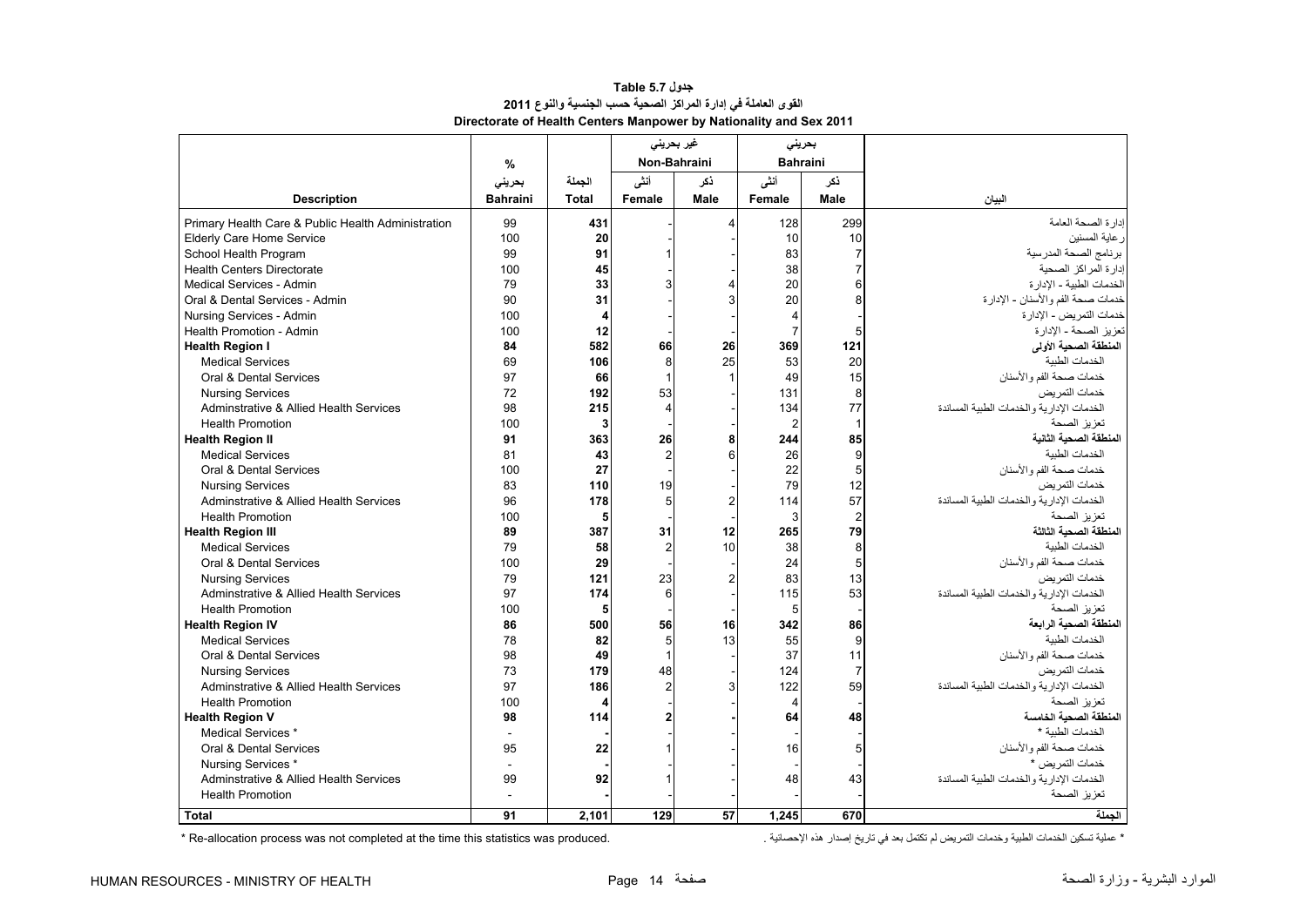**جدول Table 5.7**

**القوى العاملة في إدارة المراكز الصحية حسب الجنسية والنوع 2011**

**Directorate of Health Centers Manpower by Nationality and Sex 2011**

| | % | | غير بحريني Non-Bahraini | | بحريني Bahraini | | |
|---|---|---|---|---|---|---|---|
| **Description** | بحريني **Bahraini** | الجملة **Total** | أنثى **Female** | ذكر **Male** | أنثى **Female** | ذكر **Male** | البيان |
| Primary Health Care & Public Health Administration | 99 | **431** | - | 4 | 128 | 299 | إدارة الصحة العامة |
| Elderly Care Home Service | 100 | **20** | - | - | 10 | 10 | رعاية المسنين |
| School Health Program | 99 | **91** | 1 | - | 83 | 7 | برنامج الصحة المدرسية |
| Health Centers Directorate | 100 | **45** | - | - | 38 | 7 | إدارة المراكز الصحية |
| Medical Services - Admin | 79 | **33** | 3 | 4 | 20 | 6 | الخدمات الطبية - الادارة |
| Oral & Dental Services - Admin | 90 | **31** | - | 3 | 20 | 8 | خدمات صحة الفم والأسنان - الإدارة |
| Nursing Services - Admin | 100 | **4** | - | - | 4 | - | خدمات التمريض - الإدارة |
| Health Promotion - Admin | 100 | **12** | - | - | 7 | 5 | تعزيز الصحة - الإدارة |
| **Health Region I** | **84** | **582** | **66** | **26** | **369** | **121** | **المنطقة الصحية الأولى** |
| Medical Services | 69 | **106** | 8 | 25 | 53 | 20 | الخدمات الطبية |
| Oral & Dental Services | 97 | **66** | 1 | 1 | 49 | 15 | خدمات صحة الفم والأسنان |
| Nursing Services | 72 | **192** | 53 | - | 131 | 8 | خدمات التمريض |
| Adminstrative & Allied Health Services | 98 | **215** | 4 | - | 134 | 77 | الخدمات الإدارية والخدمات الطبية المساندة |
| Health Promotion | 100 | **3** | - | - | 2 | 1 | تعزيز الصحة |
| **Health Region II** | **91** | **363** | **26** | **8** | **244** | **85** | **المنطقة الصحية الثانية** |
| Medical Services | 81 | **43** | 2 | 6 | 26 | 9 | الخدمات الطبية |
| Oral & Dental Services | 100 | **27** | - | - | 22 | 5 | خدمات صحة الفم والأسنان |
| Nursing Services | 83 | **110** | 19 | - | 79 | 12 | خدمات التمريض |
| Adminstrative & Allied Health Services | 96 | **178** | 5 | 2 | 114 | 57 | الخدمات الإدارية والخدمات الطبية المساندة |
| Health Promotion | 100 | **5** | - | - | 3 | 2 | تعزيز الصحة |
| **Health Region III** | **89** | **387** | **31** | **12** | **265** | **79** | **المنطقة الصحية الثالثة** |
| Medical Services | 79 | **58** | 2 | 10 | 38 | 8 | الخدمات الطبية |
| Oral & Dental Services | 100 | **29** | - | - | 24 | 5 | خدمات صحة الفم والأسنان |
| Nursing Services | 79 | **121** | 23 | 2 | 83 | 13 | خدمات التمريض |
| Adminstrative & Allied Health Services | 97 | **174** | 6 | - | 115 | 53 | الخدمات الإدارية والخدمات الطبية المساندة |
| Health Promotion | 100 | **5** | - | - | 5 | - | تعزيز الصحة |
| **Health Region IV** | **86** | **500** | **56** | **16** | **342** | **86** | **المنطقة الصحية الرابعة** |
| Medical Services | 78 | **82** | 5 | 13 | 55 | 9 | الخدمات الطبية |
| Oral & Dental Services | 98 | **49** | 1 | - | 37 | 11 | خدمات صحة الفم والأسنان |
| Nursing Services | 73 | **179** | 48 | - | 124 | 7 | خدمات التمريض |
| Adminstrative & Allied Health Services | 97 | **186** | 2 | 3 | 122 | 59 | الخدمات الإدارية والخدمات الطبية المساندة |
| Health Promotion | 100 | **4** | - | - | 4 | - | تعزيز الصحة |
| **Health Region V** | **98** | **114** | **2** | **-** | **64** | **48** | **المنطقة الصحية الخامسة** |
| Medical Services * | - | **-** | - | - | - | - | الخدمات الطبية * |
| Oral & Dental Services | 95 | **22** | 1 | - | 16 | 5 | خدمات صحة الفم والأسنان |
| Nursing Services * | - | **-** | - | - | - | - | خدمات التمريض * |
| Adminstrative & Allied Health Services | 99 | **92** | 1 | - | 48 | 43 | الخدمات الإدارية والخدمات الطبية المساندة |
| Health Promotion | - | **-** | - | - | - | - | تعزيز الصحة |
| **Total** | **91** | **2,101** | **129** | **57** | **1,245** | **670** | **الجملة** |

* Re-allocation process was not completed at the time this statistics was produced.

* عملية تسكين الخدمات الطبية وخدمات التمريض لم تكتمل بعد في تاريخ إصدار هذه الإحصائية .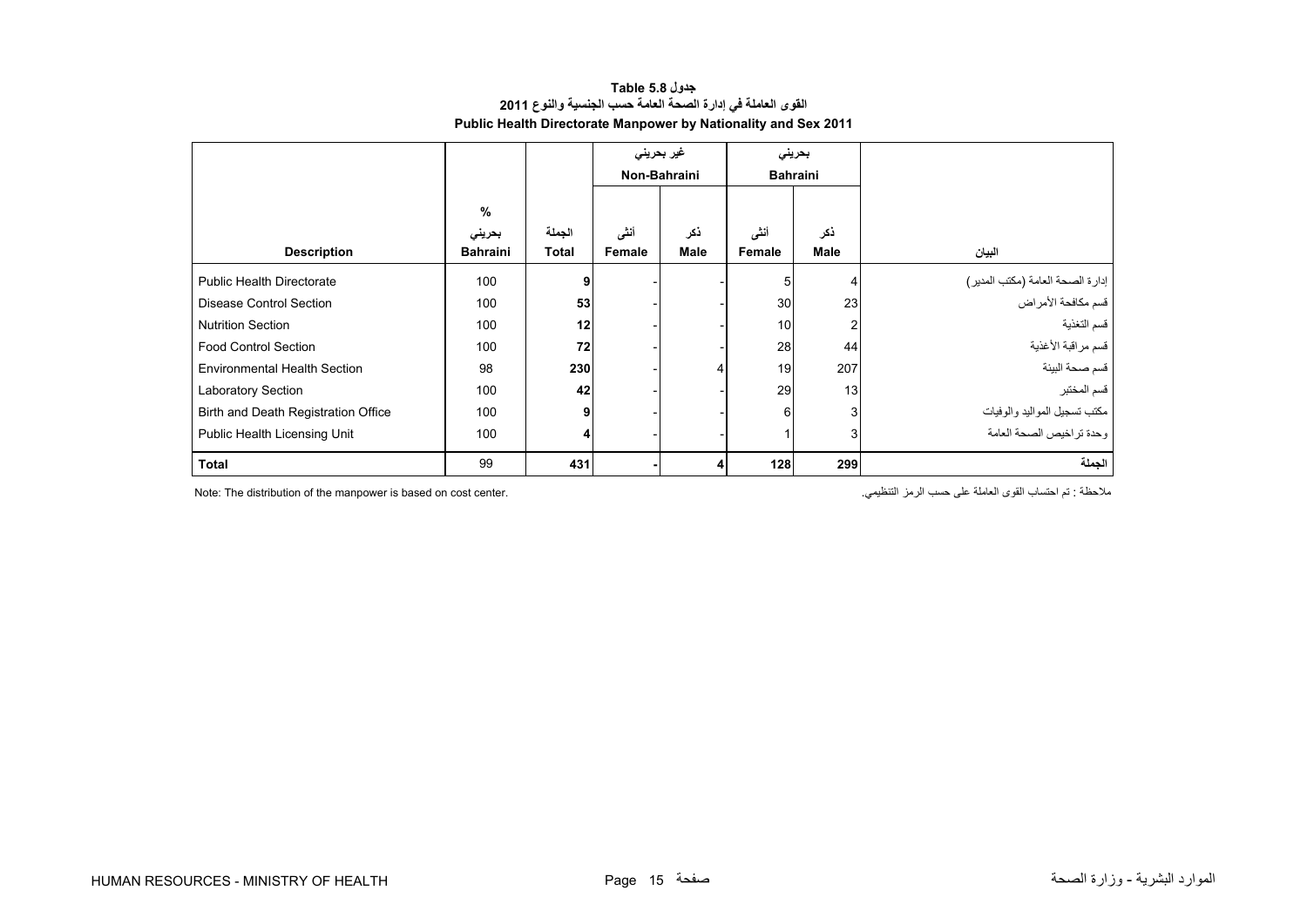# جدول Table 5.8

## القوى العاملة في إدارة الصحة العامة حسب الجنسية والنوع 2011

## Public Health Directorate Manpower by Nationality and Sex 2011

| | % | | غير بحريني Non-Bahraini | | بحريني Bahraini | | |
|---|---|---|---|---|---|---|---|
| **Description** | بحريني **Bahraini** | الجملة **Total** | أنثى **Female** | ذكر **Male** | أنثى **Female** | ذكر **Male** | **البيان** |
| Public Health Directorate | 100 | **9** | - | - | 5 | 4 | إدارة الصحة العامة (مكتب المدير) |
| Disease Control Section | 100 | **53** | - | - | 30 | 23 | قسم مكافحة الأمراض |
| Nutrition Section | 100 | **12** | - | - | 10 | 2 | قسم التغذية |
| Food Control Section | 100 | **72** | - | - | 28 | 44 | قسم مراقبة الأغذية |
| Environmental Health Section | 98 | **230** | - | 4 | 19 | 207 | قسم صحة البيئة |
| Laboratory Section | 100 | **42** | - | - | 29 | 13 | قسم المختبر |
| Birth and Death Registration Office | 100 | **9** | - | - | 6 | 3 | مكتب تسجيل المواليد والوفيات |
| Public Health Licensing Unit | 100 | **4** | - | - | 1 | 3 | وحدة تراخيص الصحة العامة |
| **Total** | 99 | **431** | **-** | **4** | **128** | **299** | **الجملة** |

Note: The distribution of the manpower is based on cost center.

ملاحظة : تم احتساب القوى العاملة على حسب الرمز التنظيمي.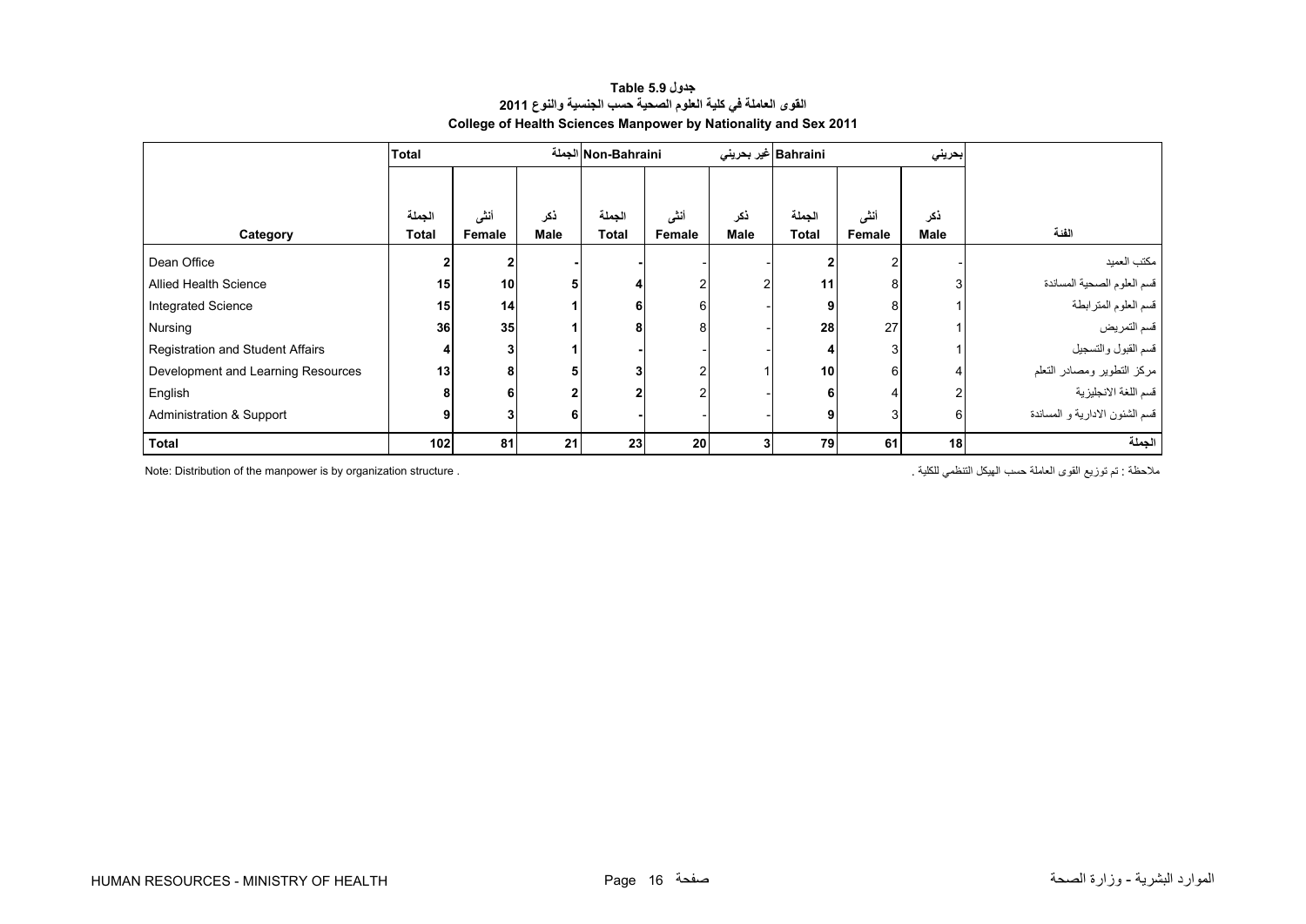**جدول Table 5.9**

**القوى العاملة في كلية العلوم الصحية حسب الجنسية والنوع 2011**

**College of Health Sciences Manpower by Nationality and Sex 2011**

| | Total | | الجملة | Non-Bahraini | | غير بحريني | Bahraini | | بحريني | |
|---|---|---|---|---|---|---|---|---|---|---|
| Category | الجملة Total | أنثى Female | ذكر Male | الجملة Total | أنثى Female | ذكر Male | الجملة Total | أنثى Female | ذكر Male | الفئة |
| Dean Office | 2 | 2 | - | - | - | - | 2 | 2 | - | مكتب العميد |
| Allied Health Science | 15 | 10 | 5 | 4 | 2 | 2 | 11 | 8 | 3 | قسم العلوم الصحية المساندة |
| Integrated Science | 15 | 14 | 1 | 6 | 6 | - | 9 | 8 | 1 | قسم العلوم المترابطة |
| Nursing | 36 | 35 | 1 | 8 | 8 | - | 28 | 27 | 1 | قسم التمريض |
| Registration and Student Affairs | 4 | 3 | 1 | - | - | - | 4 | 3 | 1 | قسم القبول والتسجيل |
| Development and Learning Resources | 13 | 8 | 5 | 3 | 2 | 1 | 10 | 6 | 4 | مركز التطوير ومصادر التعلم |
| English | 8 | 6 | 2 | 2 | 2 | - | 6 | 4 | 2 | قسم اللغة الانجليزية |
| Administration & Support | 9 | 3 | 6 | - | - | - | 9 | 3 | 6 | قسم الشئون الادارية و المساندة |
| **Total** | **102** | **81** | **21** | **23** | **20** | **3** | **79** | **61** | **18** | **الجملة** |

Note: Distribution of the manpower is by organization structure .

ملاحظة : تم توزيع القوى العاملة حسب الهيكل التنظمي للكلية .